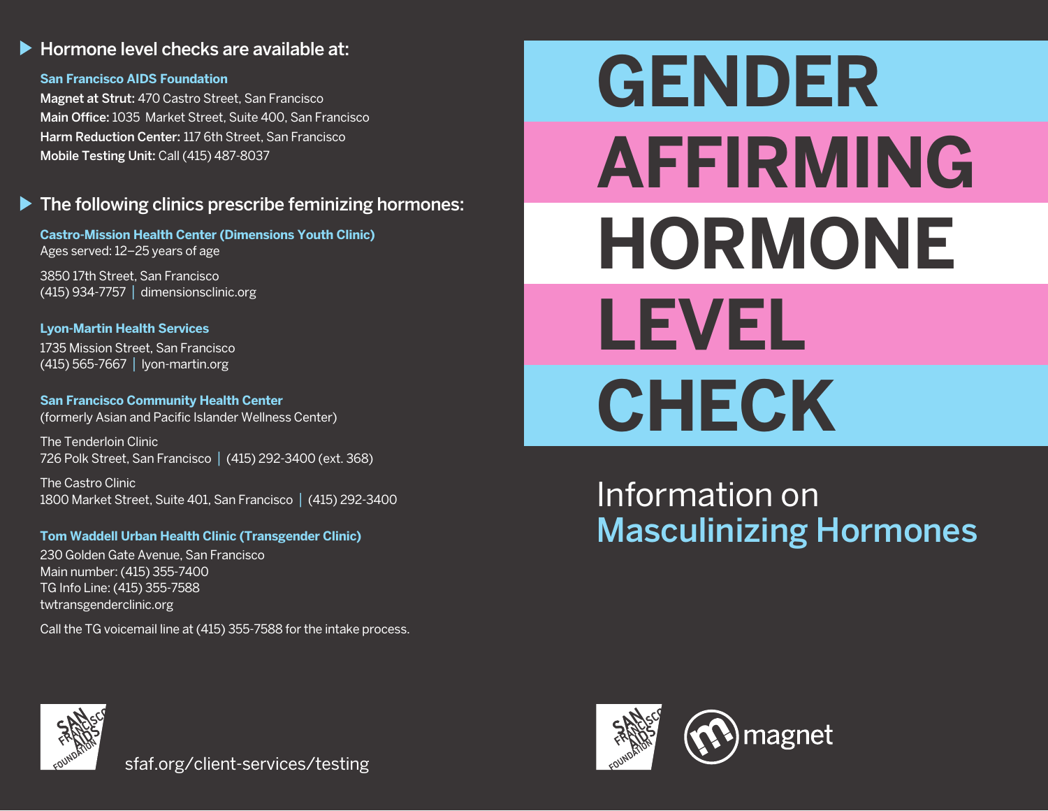# GENDER AFFIRMING HORMONE LEVEL CHECK

## Information on Masculinizing Hormones

### Hormone level checks are available at:

**San Francisco AIDS Foundation**

**Magnet at Strut:** 470 Castro Street, San Francisco
**Main Office:** 1035 Market Street, Suite 400, San Francisco
**Harm Reduction Center:** 117 6th Street, San Francisco
**Mobile Testing Unit:** Call (415) 487-8037

### The following clinics prescribe feminizing hormones:

**Castro-Mission Health Center (Dimensions Youth Clinic)**
Ages served: 12–25 years of age

3850 17th Street, San Francisco
(415) 934-7757 | dimensionsclinic.org

**Lyon-Martin Health Services**
1735 Mission Street, San Francisco
(415) 565-7667 | lyon-martin.org

**San Francisco Community Health Center**
(formerly Asian and Pacific Islander Wellness Center)

The Tenderloin Clinic
726 Polk Street, San Francisco | (415) 292-3400 (ext. 368)

The Castro Clinic
1800 Market Street, Suite 401, San Francisco | (415) 292-3400

**Tom Waddell Urban Health Clinic (Transgender Clinic)**
230 Golden Gate Avenue, San Francisco
Main number: (415) 355-7400
TG Info Line: (415) 355-7588
twtransgenderclinic.org

Call the TG voicemail line at (415) 355-7588 for the intake process.

San Francisco AIDS Foundation

sfaf.org/client-services/testing

San Francisco AIDS Foundation | magnet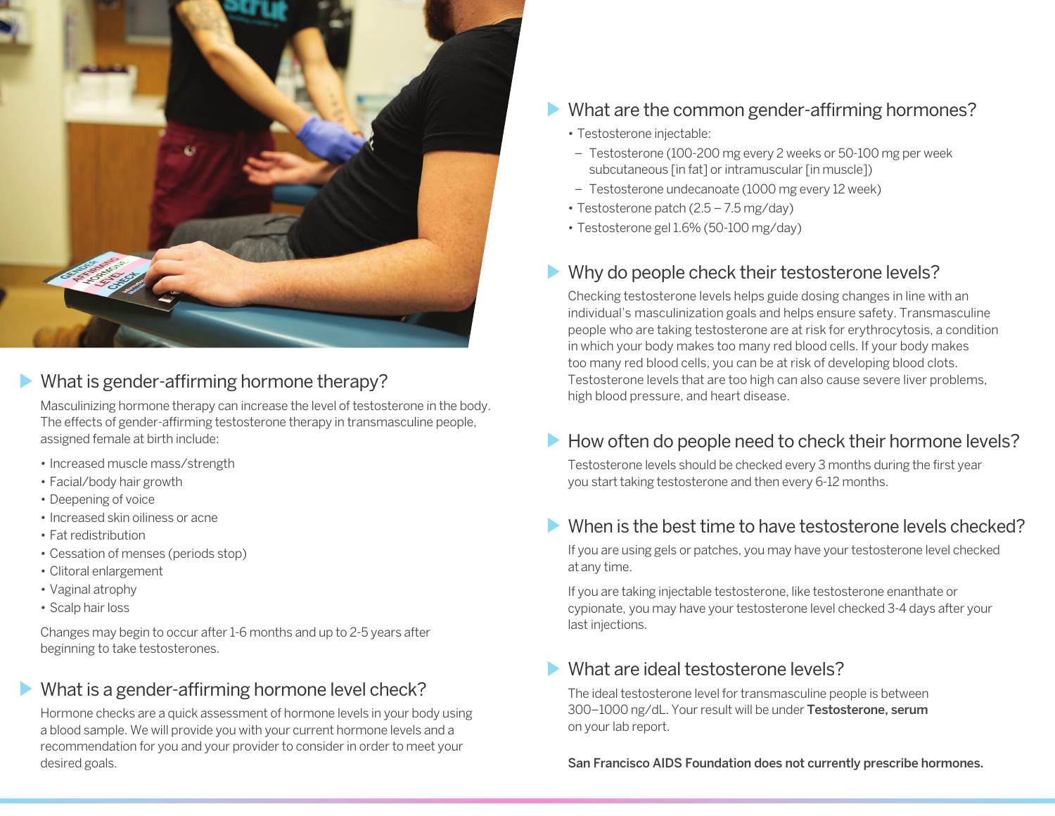## What is gender-affirming hormone therapy?

Masculinizing hormone therapy can increase the level of testosterone in the body. The effects of gender-affirming testosterone therapy in transmasculine people, assigned female at birth include:

- Increased muscle mass/strength
- Facial/body hair growth
- Deepening of voice
- Increased skin oiliness or acne
- Fat redistribution
- Cessation of menses (periods stop)
- Clitoral enlargement
- Vaginal atrophy
- Scalp hair loss

Changes may begin to occur after 1-6 months and up to 2-5 years after beginning to take testosterones.

## What is a gender-affirming hormone level check?

Hormone checks are a quick assessment of hormone levels in your body using a blood sample. We will provide you with your current hormone levels and a recommendation for you and your provider to consider in order to meet your desired goals.

## What are the common gender-affirming hormones?

- Testosterone injectable:
  - Testosterone (100-200 mg every 2 weeks or 50-100 mg per week subcutaneous [in fat] or intramuscular [in muscle])
  - Testosterone undecanoate (1000 mg every 12 week)
- Testosterone patch (2.5 – 7.5 mg/day)
- Testosterone gel 1.6% (50-100 mg/day)

## Why do people check their testosterone levels?

Checking testosterone levels helps guide dosing changes in line with an individual's masculinization goals and helps ensure safety. Transmasculine people who are taking testosterone are at risk for erythrocytosis, a condition in which your body makes too many red blood cells. If your body makes too many red blood cells, you can be at risk of developing blood clots. Testosterone levels that are too high can also cause severe liver problems, high blood pressure, and heart disease.

## How often do people need to check their hormone levels?

Testosterone levels should be checked every 3 months during the first year you start taking testosterone and then every 6-12 months.

## When is the best time to have testosterone levels checked?

If you are using gels or patches, you may have your testosterone level checked at any time.

If you are taking injectable testosterone, like testosterone enanthate or cypionate, you may have your testosterone level checked 3-4 days after your last injections.

## What are ideal testosterone levels?

The ideal testosterone level for transmasculine people is between 300–1000 ng/dL. Your result will be under **Testosterone, serum** on your lab report.

**San Francisco AIDS Foundation does not currently prescribe hormones.**